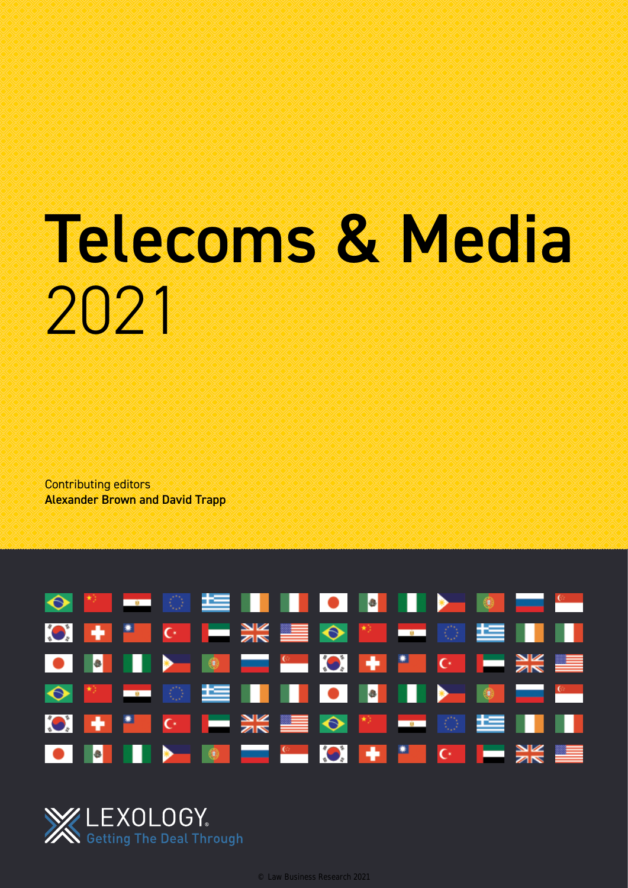# Telecoms & Media 2021

Contributing editors

**Alexander Brown and David Trapp**

LEXOLOGY

Getting The Deal Through

© Law Business Research 2021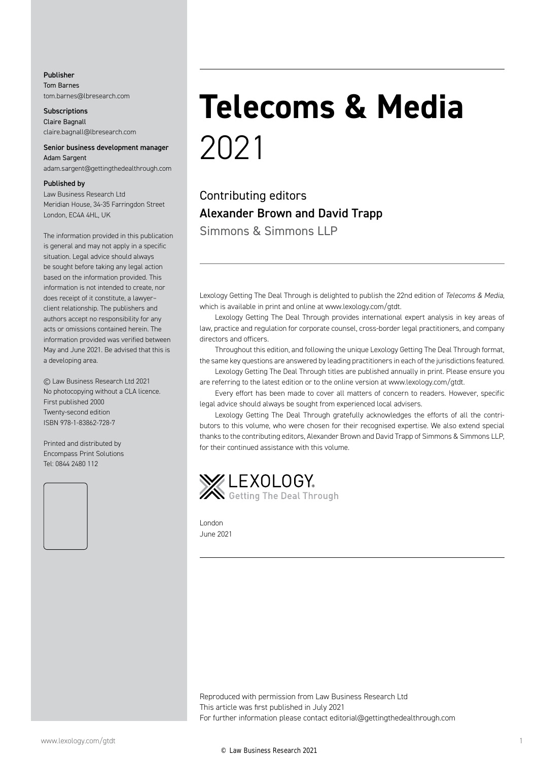**Publisher**
Tom Barnes
tom.barnes@lbresearch.com

**Subscriptions**
Claire Bagnall
claire.bagnall@lbresearch.com

**Senior business development manager**
Adam Sargent
adam.sargent@gettingthedealthrough.com

**Published by**
Law Business Research Ltd
Meridian House, 34-35 Farringdon Street
London, EC4A 4HL, UK

The information provided in this publication is general and may not apply in a specific situation. Legal advice should always be sought before taking any legal action based on the information provided. This information is not intended to create, nor does receipt of it constitute, a lawyer–client relationship. The publishers and authors accept no responsibility for any acts or omissions contained herein. The information provided was verified between May and June 2021. Be advised that this is a developing area.

© Law Business Research Ltd 2021
No photocopying without a CLA licence.
First published 2000
Twenty-second edition
ISBN 978-1-83862-728-7

Printed and distributed by
Encompass Print Solutions
Tel: 0844 2480 112

# Telecoms & Media
2021

Contributing editors
**Alexander Brown and David Trapp**
Simmons & Simmons LLP

Lexology Getting The Deal Through is delighted to publish the 22nd edition of *Telecoms & Media*, which is available in print and online at www.lexology.com/gtdt.

Lexology Getting The Deal Through provides international expert analysis in key areas of law, practice and regulation for corporate counsel, cross-border legal practitioners, and company directors and officers.

Throughout this edition, and following the unique Lexology Getting The Deal Through format, the same key questions are answered by leading practitioners in each of the jurisdictions featured.

Lexology Getting The Deal Through titles are published annually in print. Please ensure you are referring to the latest edition or to the online version at www.lexology.com/gtdt.

Every effort has been made to cover all matters of concern to readers. However, specific legal advice should always be sought from experienced local advisers.

Lexology Getting The Deal Through gratefully acknowledges the efforts of all the contributors to this volume, who were chosen for their recognised expertise. We also extend special thanks to the contributing editors, Alexander Brown and David Trapp of Simmons & Simmons LLP, for their continued assistance with this volume.

LEXOLOGY
Getting The Deal Through

London
June 2021

Reproduced with permission from Law Business Research Ltd
This article was first published in July 2021
For further information please contact editorial@gettingthedealthrough.com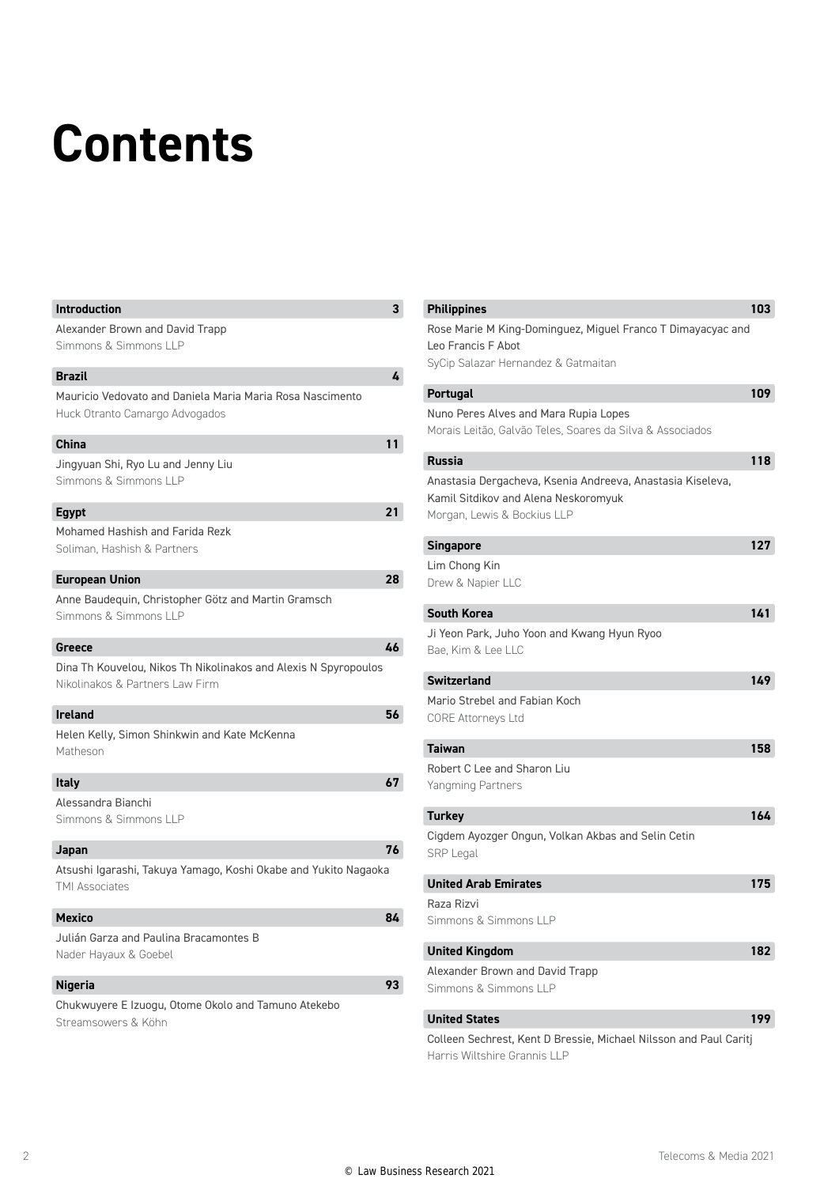# Contents

**Introduction** 3

Alexander Brown and David Trapp
Simmons & Simmons LLP

**Brazil** 4

Mauricio Vedovato and Daniela Maria Maria Rosa Nascimento
Huck Otranto Camargo Advogados

**China** 11

Jingyuan Shi, Ryo Lu and Jenny Liu
Simmons & Simmons LLP

**Egypt** 21

Mohamed Hashish and Farida Rezk
Soliman, Hashish & Partners

**European Union** 28

Anne Baudequin, Christopher Götz and Martin Gramsch
Simmons & Simmons LLP

**Greece** 46

Dina Th Kouvelou, Nikos Th Nikolinakos and Alexis N Spyropoulos
Nikolinakos & Partners Law Firm

**Ireland** 56

Helen Kelly, Simon Shinkwin and Kate McKenna
Matheson

**Italy** 67

Alessandra Bianchi
Simmons & Simmons LLP

**Japan** 76

Atsushi Igarashi, Takuya Yamago, Koshi Okabe and Yukito Nagaoka
TMI Associates

**Mexico** 84

Julián Garza and Paulina Bracamontes B
Nader Hayaux & Goebel

**Nigeria** 93

Chukwuyere E Izuogu, Otome Okolo and Tamuno Atekebo
Streamsowers & Köhn

**Philippines** 103

Rose Marie M King-Dominguez, Miguel Franco T Dimayacyac and Leo Francis F Abot
SyCip Salazar Hernandez & Gatmaitan

**Portugal** 109

Nuno Peres Alves and Mara Rupia Lopes
Morais Leitão, Galvão Teles, Soares da Silva & Associados

**Russia** 118

Anastasia Dergacheva, Ksenia Andreeva, Anastasia Kiseleva, Kamil Sitdikov and Alena Neskoromyuk
Morgan, Lewis & Bockius LLP

**Singapore** 127

Lim Chong Kin
Drew & Napier LLC

**South Korea** 141

Ji Yeon Park, Juho Yoon and Kwang Hyun Ryoo
Bae, Kim & Lee LLC

**Switzerland** 149

Mario Strebel and Fabian Koch
CORE Attorneys Ltd

**Taiwan** 158

Robert C Lee and Sharon Liu
Yangming Partners

**Turkey** 164

Cigdem Ayozger Ongun, Volkan Akbas and Selin Cetin
SRP Legal

**United Arab Emirates** 175

Raza Rizvi
Simmons & Simmons LLP

**United Kingdom** 182

Alexander Brown and David Trapp
Simmons & Simmons LLP

**United States** 199

Colleen Sechrest, Kent D Bressie, Michael Nilsson and Paul Caritj
Harris Wiltshire Grannis LLP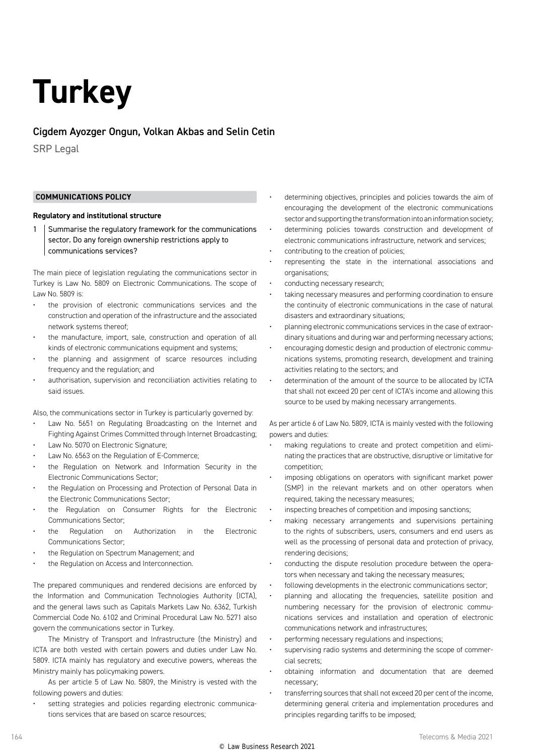# Turkey

## Cigdem Ayozger Ongun, Volkan Akbas and Selin Cetin

SRP Legal

### COMMUNICATIONS POLICY

#### Regulatory and institutional structure

**1 Summarise the regulatory framework for the communications sector. Do any foreign ownership restrictions apply to communications services?**

The main piece of legislation regulating the communications sector in Turkey is Law No. 5809 on Electronic Communications. The scope of Law No. 5809 is:

- the provision of electronic communications services and the construction and operation of the infrastructure and the associated network systems thereof;
- the manufacture, import, sale, construction and operation of all kinds of electronic communications equipment and systems;
- the planning and assignment of scarce resources including frequency and the regulation; and
- authorisation, supervision and reconciliation activities relating to said issues.

Also, the communications sector in Turkey is particularly governed by:

- Law No. 5651 on Regulating Broadcasting on the Internet and Fighting Against Crimes Committed through Internet Broadcasting;
- Law No. 5070 on Electronic Signature;
- Law No. 6563 on the Regulation of E-Commerce;
- the Regulation on Network and Information Security in the Electronic Communications Sector;
- the Regulation on Processing and Protection of Personal Data in the Electronic Communications Sector;
- the Regulation on Consumer Rights for the Electronic Communications Sector;
- the Regulation on Authorization in the Electronic Communications Sector;
- the Regulation on Spectrum Management; and
- the Regulation on Access and Interconnection.

The prepared communiques and rendered decisions are enforced by the Information and Communication Technologies Authority (ICTA), and the general laws such as Capitals Markets Law No. 6362, Turkish Commercial Code No. 6102 and Criminal Procedural Law No. 5271 also govern the communications sector in Turkey.

The Ministry of Transport and Infrastructure (the Ministry) and ICTA are both vested with certain powers and duties under Law No. 5809. ICTA mainly has regulatory and executive powers, whereas the Ministry mainly has policymaking powers.

As per article 5 of Law No. 5809, the Ministry is vested with the following powers and duties:

- setting strategies and policies regarding electronic communications services that are based on scarce resources;
- determining objectives, principles and policies towards the aim of encouraging the development of the electronic communications sector and supporting the transformation into an information society;
- determining policies towards construction and development of electronic communications infrastructure, network and services;
- contributing to the creation of policies;
- representing the state in the international associations and organisations;
- conducting necessary research;
- taking necessary measures and performing coordination to ensure the continuity of electronic communications in the case of natural disasters and extraordinary situations;
- planning electronic communications services in the case of extraordinary situations and during war and performing necessary actions;
- encouraging domestic design and production of electronic communications systems, promoting research, development and training activities relating to the sectors; and
- determination of the amount of the source to be allocated by ICTA that shall not exceed 20 per cent of ICTA's income and allowing this source to be used by making necessary arrangements.

As per article 6 of Law No. 5809, ICTA is mainly vested with the following powers and duties:

- making regulations to create and protect competition and eliminating the practices that are obstructive, disruptive or limitative for competition;
- imposing obligations on operators with significant market power (SMP) in the relevant markets and on other operators when required, taking the necessary measures;
- inspecting breaches of competition and imposing sanctions;
- making necessary arrangements and supervisions pertaining to the rights of subscribers, users, consumers and end users as well as the processing of personal data and protection of privacy, rendering decisions;
- conducting the dispute resolution procedure between the operators when necessary and taking the necessary measures;
- following developments in the electronic communications sector;
- planning and allocating the frequencies, satellite position and numbering necessary for the provision of electronic communications services and installation and operation of electronic communications network and infrastructures;
- performing necessary regulations and inspections;
- supervising radio systems and determining the scope of commercial secrets;
- obtaining information and documentation that are deemed necessary;
- transferring sources that shall not exceed 20 per cent of the income, determining general criteria and implementation procedures and principles regarding tariffs to be imposed;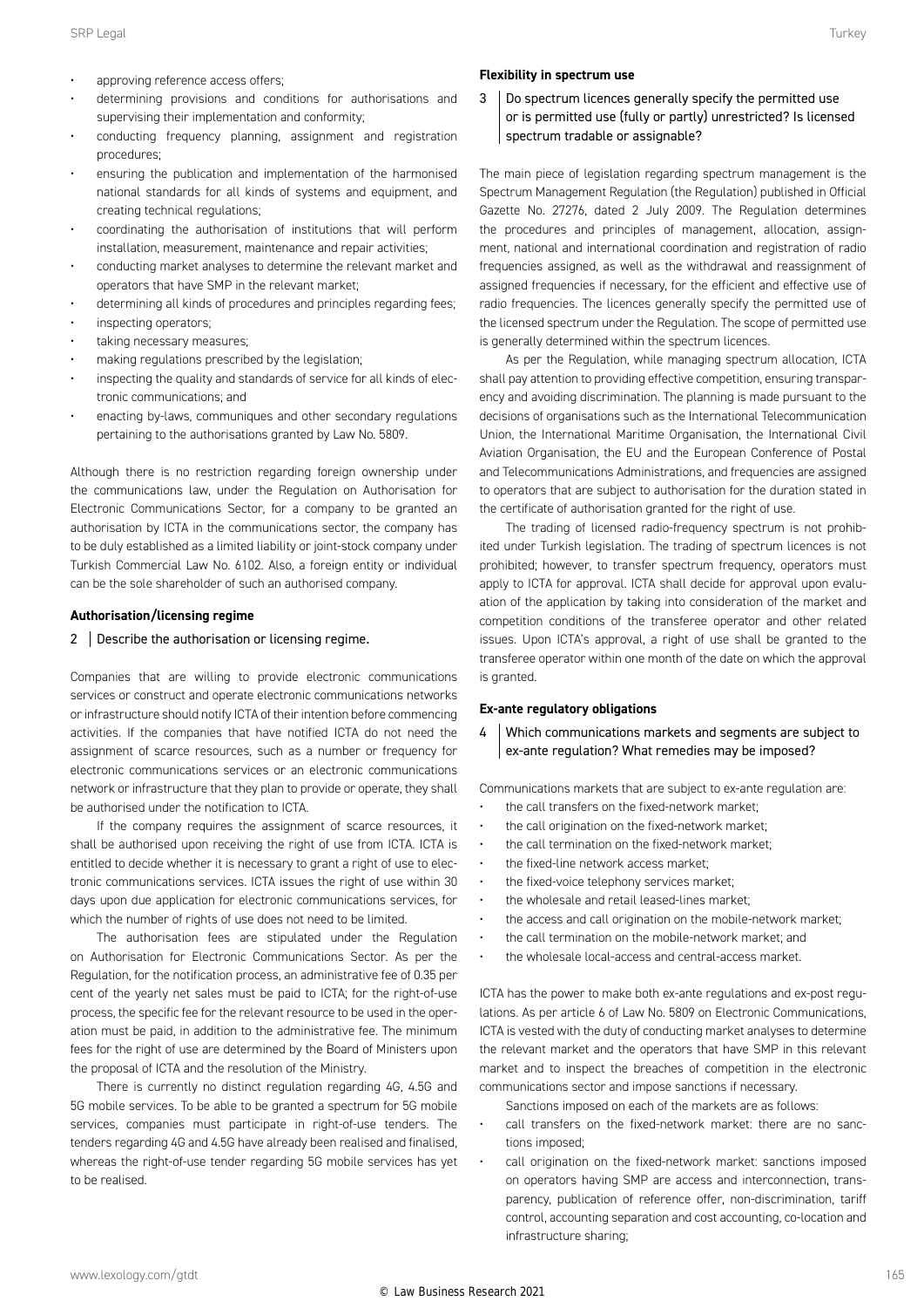- approving reference access offers;
- determining provisions and conditions for authorisations and supervising their implementation and conformity;
- conducting frequency planning, assignment and registration procedures;
- ensuring the publication and implementation of the harmonised national standards for all kinds of systems and equipment, and creating technical regulations;
- coordinating the authorisation of institutions that will perform installation, measurement, maintenance and repair activities;
- conducting market analyses to determine the relevant market and operators that have SMP in the relevant market;
- determining all kinds of procedures and principles regarding fees;
- inspecting operators;
- taking necessary measures;
- making regulations prescribed by the legislation;
- inspecting the quality and standards of service for all kinds of electronic communications; and
- enacting by-laws, communiques and other secondary regulations pertaining to the authorisations granted by Law No. 5809.

Although there is no restriction regarding foreign ownership under the communications law, under the Regulation on Authorisation for Electronic Communications Sector, for a company to be granted an authorisation by ICTA in the communications sector, the company has to be duly established as a limited liability or joint-stock company under Turkish Commercial Law No. 6102. Also, a foreign entity or individual can be the sole shareholder of such an authorised company.

### Authorisation/licensing regime

**2 | Describe the authorisation or licensing regime.**

Companies that are willing to provide electronic communications services or construct and operate electronic communications networks or infrastructure should notify ICTA of their intention before commencing activities. If the companies that have notified ICTA do not need the assignment of scarce resources, such as a number or frequency for electronic communications services or an electronic communications network or infrastructure that they plan to provide or operate, they shall be authorised under the notification to ICTA.

If the company requires the assignment of scarce resources, it shall be authorised upon receiving the right of use from ICTA. ICTA is entitled to decide whether it is necessary to grant a right of use to electronic communications services. ICTA issues the right of use within 30 days upon due application for electronic communications services, for which the number of rights of use does not need to be limited.

The authorisation fees are stipulated under the Regulation on Authorisation for Electronic Communications Sector. As per the Regulation, for the notification process, an administrative fee of 0.35 per cent of the yearly net sales must be paid to ICTA; for the right-of-use process, the specific fee for the relevant resource to be used in the operation must be paid, in addition to the administrative fee. The minimum fees for the right of use are determined by the Board of Ministers upon the proposal of ICTA and the resolution of the Ministry.

There is currently no distinct regulation regarding 4G, 4.5G and 5G mobile services. To be able to be granted a spectrum for 5G mobile services, companies must participate in right-of-use tenders. The tenders regarding 4G and 4.5G have already been realised and finalised, whereas the right-of-use tender regarding 5G mobile services has yet to be realised.

### Flexibility in spectrum use

**3 | Do spectrum licences generally specify the permitted use or is permitted use (fully or partly) unrestricted? Is licensed spectrum tradable or assignable?**

The main piece of legislation regarding spectrum management is the Spectrum Management Regulation (the Regulation) published in Official Gazette No. 27276, dated 2 July 2009. The Regulation determines the procedures and principles of management, allocation, assignment, national and international coordination and registration of radio frequencies assigned, as well as the withdrawal and reassignment of assigned frequencies if necessary, for the efficient and effective use of radio frequencies. The licences generally specify the permitted use of the licensed spectrum under the Regulation. The scope of permitted use is generally determined within the spectrum licences.

As per the Regulation, while managing spectrum allocation, ICTA shall pay attention to providing effective competition, ensuring transparency and avoiding discrimination. The planning is made pursuant to the decisions of organisations such as the International Telecommunication Union, the International Maritime Organisation, the International Civil Aviation Organisation, the EU and the European Conference of Postal and Telecommunications Administrations, and frequencies are assigned to operators that are subject to authorisation for the duration stated in the certificate of authorisation granted for the right of use.

The trading of licensed radio-frequency spectrum is not prohibited under Turkish legislation. The trading of spectrum licences is not prohibited; however, to transfer spectrum frequency, operators must apply to ICTA for approval. ICTA shall decide for approval upon evaluation of the application by taking into consideration of the market and competition conditions of the transferee operator and other related issues. Upon ICTA's approval, a right of use shall be granted to the transferee operator within one month of the date on which the approval is granted.

### Ex-ante regulatory obligations

**4 | Which communications markets and segments are subject to ex-ante regulation? What remedies may be imposed?**

Communications markets that are subject to ex-ante regulation are:

- the call transfers on the fixed-network market;
- the call origination on the fixed-network market;
- the call termination on the fixed-network market;
- the fixed-line network access market;
- the fixed-voice telephony services market;
- the wholesale and retail leased-lines market;
- the access and call origination on the mobile-network market;
- the call termination on the mobile-network market; and
- the wholesale local-access and central-access market.

ICTA has the power to make both ex-ante regulations and ex-post regulations. As per article 6 of Law No. 5809 on Electronic Communications, ICTA is vested with the duty of conducting market analyses to determine the relevant market and the operators that have SMP in this relevant market and to inspect the breaches of competition in the electronic communications sector and impose sanctions if necessary.

Sanctions imposed on each of the markets are as follows:

- call transfers on the fixed-network market: there are no sanctions imposed;
- call origination on the fixed-network market: sanctions imposed on operators having SMP are access and interconnection, transparency, publication of reference offer, non-discrimination, tariff control, accounting separation and cost accounting, co-location and infrastructure sharing;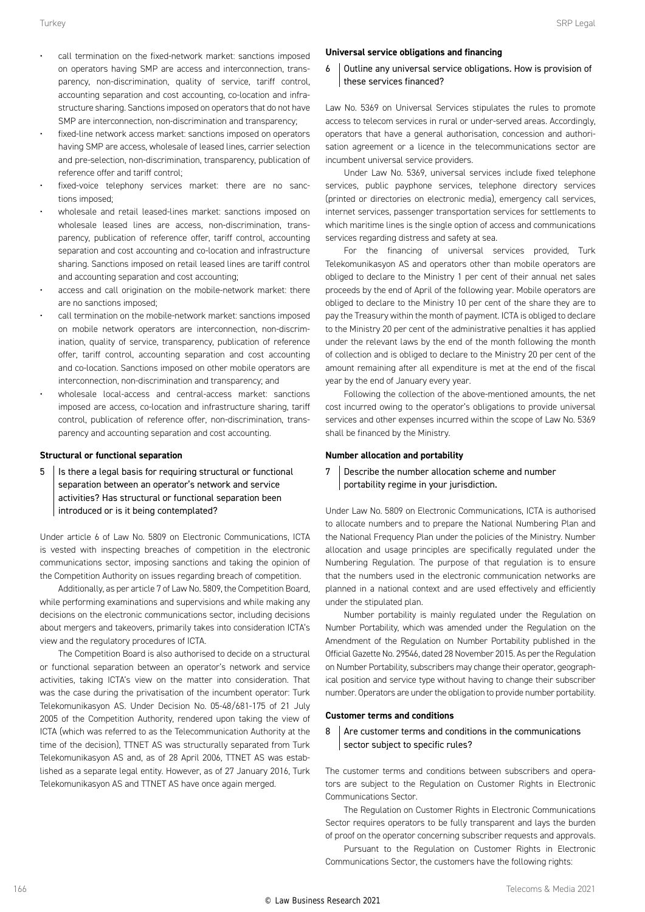- call termination on the fixed-network market: sanctions imposed on operators having SMP are access and interconnection, transparency, non-discrimination, quality of service, tariff control, accounting separation and cost accounting, co-location and infrastructure sharing. Sanctions imposed on operators that do not have SMP are interconnection, non-discrimination and transparency;
- fixed-line network access market: sanctions imposed on operators having SMP are access, wholesale of leased lines, carrier selection and pre-selection, non-discrimination, transparency, publication of reference offer and tariff control;
- fixed-voice telephony services market: there are no sanctions imposed;
- wholesale and retail leased-lines market: sanctions imposed on wholesale leased lines are access, non-discrimination, transparency, publication of reference offer, tariff control, accounting separation and cost accounting and co-location and infrastructure sharing. Sanctions imposed on retail leased lines are tariff control and accounting separation and cost accounting;
- access and call origination on the mobile-network market: there are no sanctions imposed;
- call termination on the mobile-network market: sanctions imposed on mobile network operators are interconnection, non-discrimination, quality of service, transparency, publication of reference offer, tariff control, accounting separation and cost accounting and co-location. Sanctions imposed on other mobile operators are interconnection, non-discrimination and transparency; and
- wholesale local-access and central-access market: sanctions imposed are access, co-location and infrastructure sharing, tariff control, publication of reference offer, non-discrimination, transparency and accounting separation and cost accounting.

**Structural or functional separation**

5 | Is there a legal basis for requiring structural or functional separation between an operator's network and service activities? Has structural or functional separation been introduced or is it being contemplated?

Under article 6 of Law No. 5809 on Electronic Communications, ICTA is vested with inspecting breaches of competition in the electronic communications sector, imposing sanctions and taking the opinion of the Competition Authority on issues regarding breach of competition.

Additionally, as per article 7 of Law No. 5809, the Competition Board, while performing examinations and supervisions and while making any decisions on the electronic communications sector, including decisions about mergers and takeovers, primarily takes into consideration ICTA's view and the regulatory procedures of ICTA.

The Competition Board is also authorised to decide on a structural or functional separation between an operator's network and service activities, taking ICTA's view on the matter into consideration. That was the case during the privatisation of the incumbent operator: Turk Telekomunikasyon AS. Under Decision No. 05-48/681-175 of 21 July 2005 of the Competition Authority, rendered upon taking the view of ICTA (which was referred to as the Telecommunication Authority at the time of the decision), TTNET AS was structurally separated from Turk Telekomunikasyon AS and, as of 28 April 2006, TTNET AS was established as a separate legal entity. However, as of 27 January 2016, Turk Telekomunikasyon AS and TTNET AS have once again merged.

**Universal service obligations and financing**

6 | Outline any universal service obligations. How is provision of these services financed?

Law No. 5369 on Universal Services stipulates the rules to promote access to telecom services in rural or under-served areas. Accordingly, operators that have a general authorisation, concession and authorisation agreement or a licence in the telecommunications sector are incumbent universal service providers.

Under Law No. 5369, universal services include fixed telephone services, public payphone services, telephone directory services (printed or directories on electronic media), emergency call services, internet services, passenger transportation services for settlements to which maritime lines is the single option of access and communications services regarding distress and safety at sea.

For the financing of universal services provided, Turk Telekomunikasyon AS and operators other than mobile operators are obliged to declare to the Ministry 1 per cent of their annual net sales proceeds by the end of April of the following year. Mobile operators are obliged to declare to the Ministry 10 per cent of the share they are to pay the Treasury within the month of payment. ICTA is obliged to declare to the Ministry 20 per cent of the administrative penalties it has applied under the relevant laws by the end of the month following the month of collection and is obliged to declare to the Ministry 20 per cent of the amount remaining after all expenditure is met at the end of the fiscal year by the end of January every year.

Following the collection of the above-mentioned amounts, the net cost incurred owing to the operator's obligations to provide universal services and other expenses incurred within the scope of Law No. 5369 shall be financed by the Ministry.

**Number allocation and portability**

7 | Describe the number allocation scheme and number portability regime in your jurisdiction.

Under Law No. 5809 on Electronic Communications, ICTA is authorised to allocate numbers and to prepare the National Numbering Plan and the National Frequency Plan under the policies of the Ministry. Number allocation and usage principles are specifically regulated under the Numbering Regulation. The purpose of that regulation is to ensure that the numbers used in the electronic communication networks are planned in a national context and are used effectively and efficiently under the stipulated plan.

Number portability is mainly regulated under the Regulation on Number Portability, which was amended under the Regulation on the Amendment of the Regulation on Number Portability published in the Official Gazette No. 29546, dated 28 November 2015. As per the Regulation on Number Portability, subscribers may change their operator, geographical position and service type without having to change their subscriber number. Operators are under the obligation to provide number portability.

**Customer terms and conditions**

8 | Are customer terms and conditions in the communications sector subject to specific rules?

The customer terms and conditions between subscribers and operators are subject to the Regulation on Customer Rights in Electronic Communications Sector.

The Regulation on Customer Rights in Electronic Communications Sector requires operators to be fully transparent and lays the burden of proof on the operator concerning subscriber requests and approvals.

Pursuant to the Regulation on Customer Rights in Electronic Communications Sector, the customers have the following rights: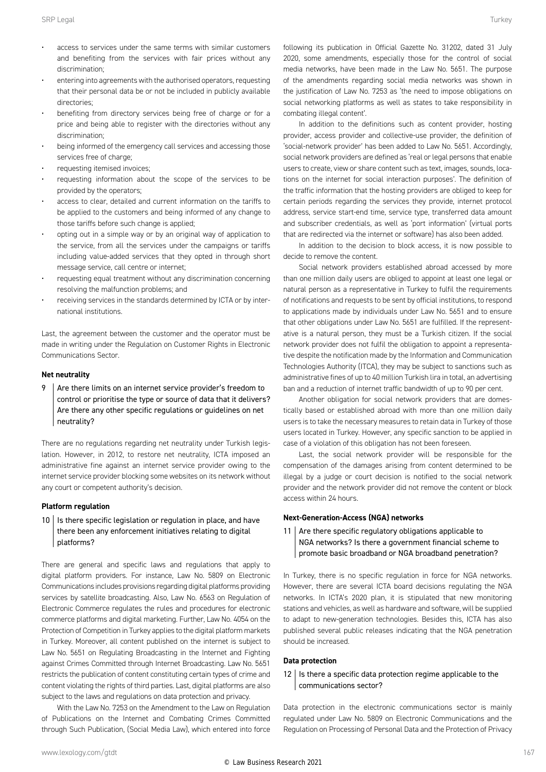- access to services under the same terms with similar customers and benefiting from the services with fair prices without any discrimination;
- entering into agreements with the authorised operators, requesting that their personal data be or not be included in publicly available directories;
- benefiting from directory services being free of charge or for a price and being able to register with the directories without any discrimination;
- being informed of the emergency call services and accessing those services free of charge;
- requesting itemised invoices;
- requesting information about the scope of the services to be provided by the operators;
- access to clear, detailed and current information on the tariffs to be applied to the customers and being informed of any change to those tariffs before such change is applied;
- opting out in a simple way or by an original way of application to the service, from all the services under the campaigns or tariffs including value-added services that they opted in through short message service, call centre or internet;
- requesting equal treatment without any discrimination concerning resolving the malfunction problems; and
- receiving services in the standards determined by ICTA or by international institutions.

Last, the agreement between the customer and the operator must be made in writing under the Regulation on Customer Rights in Electronic Communications Sector.

### Net neutrality

**9 Are there limits on an internet service provider's freedom to control or prioritise the type or source of data that it delivers? Are there any other specific regulations or guidelines on net neutrality?**

There are no regulations regarding net neutrality under Turkish legislation. However, in 2012, to restore net neutrality, ICTA imposed an administrative fine against an internet service provider owing to the internet service provider blocking some websites on its network without any court or competent authority's decision.

### Platform regulation

**10 Is there specific legislation or regulation in place, and have there been any enforcement initiatives relating to digital platforms?**

There are general and specific laws and regulations that apply to digital platform providers. For instance, Law No. 5809 on Electronic Communications includes provisions regarding digital platforms providing services by satellite broadcasting. Also, Law No. 6563 on Regulation of Electronic Commerce regulates the rules and procedures for electronic commerce platforms and digital marketing. Further, Law No. 4054 on the Protection of Competition in Turkey applies to the digital platform markets in Turkey. Moreover, all content published on the internet is subject to Law No. 5651 on Regulating Broadcasting in the Internet and Fighting against Crimes Committed through Internet Broadcasting. Law No. 5651 restricts the publication of content constituting certain types of crime and content violating the rights of third parties. Last, digital platforms are also subject to the laws and regulations on data protection and privacy.

With the Law No. 7253 on the Amendment to the Law on Regulation of Publications on the Internet and Combating Crimes Committed through Such Publication, (Social Media Law), which entered into force following its publication in Official Gazette No. 31202, dated 31 July 2020, some amendments, especially those for the control of social media networks, have been made in the Law No. 5651. The purpose of the amendments regarding social media networks was shown in the justification of Law No. 7253 as 'the need to impose obligations on social networking platforms as well as states to take responsibility in combating illegal content'.

In addition to the definitions such as content provider, hosting provider, access provider and collective-use provider, the definition of 'social-network provider' has been added to Law No. 5651. Accordingly, social network providers are defined as 'real or legal persons that enable users to create, view or share content such as text, images, sounds, locations on the internet for social interaction purposes'. The definition of the traffic information that the hosting providers are obliged to keep for certain periods regarding the services they provide, internet protocol address, service start-end time, service type, transferred data amount and subscriber credentials, as well as 'port information' (virtual ports that are redirected via the internet or software) has also been added.

In addition to the decision to block access, it is now possible to decide to remove the content.

Social network providers established abroad accessed by more than one million daily users are obliged to appoint at least one legal or natural person as a representative in Turkey to fulfil the requirements of notifications and requests to be sent by official institutions, to respond to applications made by individuals under Law No. 5651 and to ensure that other obligations under Law No. 5651 are fulfilled. If the representative is a natural person, they must be a Turkish citizen. If the social network provider does not fulfil the obligation to appoint a representative despite the notification made by the Information and Communication Technologies Authority (ITCA), they may be subject to sanctions such as administrative fines of up to 40 million Turkish lira in total, an advertising ban and a reduction of internet traffic bandwidth of up to 90 per cent.

Another obligation for social network providers that are domestically based or established abroad with more than one million daily users is to take the necessary measures to retain data in Turkey of those users located in Turkey. However, any specific sanction to be applied in case of a violation of this obligation has not been foreseen.

Last, the social network provider will be responsible for the compensation of the damages arising from content determined to be illegal by a judge or court decision is notified to the social network provider and the network provider did not remove the content or block access within 24 hours.

### Next-Generation-Access (NGA) networks

**11 Are there specific regulatory obligations applicable to NGA networks? Is there a government financial scheme to promote basic broadband or NGA broadband penetration?**

In Turkey, there is no specific regulation in force for NGA networks. However, there are several ICTA board decisions regulating the NGA networks. In ICTA's 2020 plan, it is stipulated that new monitoring stations and vehicles, as well as hardware and software, will be supplied to adapt to new-generation technologies. Besides this, ICTA has also published several public releases indicating that the NGA penetration should be increased.

### Data protection

**12 Is there a specific data protection regime applicable to the communications sector?**

Data protection in the electronic communications sector is mainly regulated under Law No. 5809 on Electronic Communications and the Regulation on Processing of Personal Data and the Protection of Privacy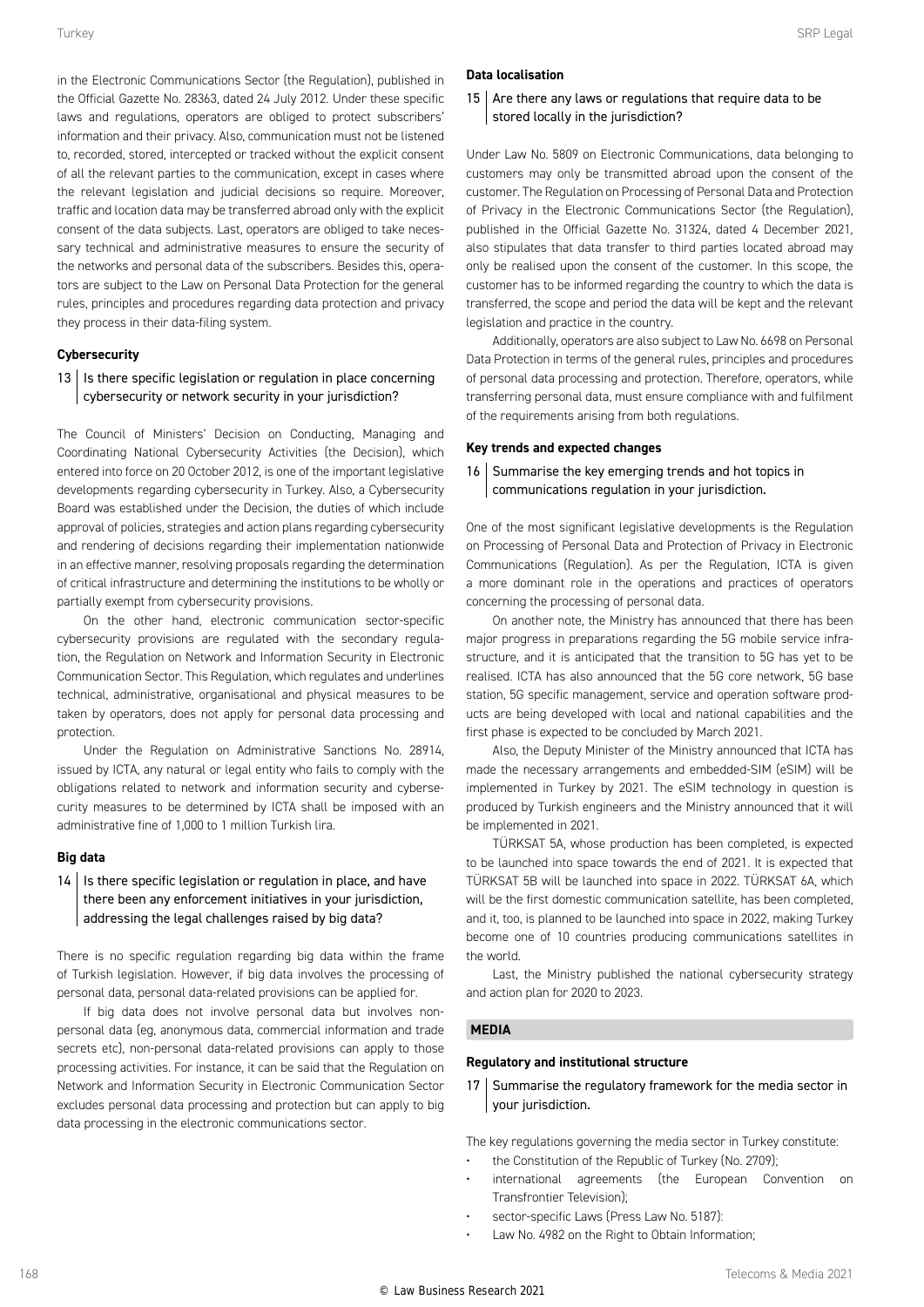in the Electronic Communications Sector (the Regulation), published in the Official Gazette No. 28363, dated 24 July 2012. Under these specific laws and regulations, operators are obliged to protect subscribers' information and their privacy. Also, communication must not be listened to, recorded, stored, intercepted or tracked without the explicit consent of all the relevant parties to the communication, except in cases where the relevant legislation and judicial decisions so require. Moreover, traffic and location data may be transferred abroad only with the explicit consent of the data subjects. Last, operators are obliged to take necessary technical and administrative measures to ensure the security of the networks and personal data of the subscribers. Besides this, operators are subject to the Law on Personal Data Protection for the general rules, principles and procedures regarding data protection and privacy they process in their data-filing system.

### Cybersecurity

#### 13 | Is there specific legislation or regulation in place concerning cybersecurity or network security in your jurisdiction?

The Council of Ministers' Decision on Conducting, Managing and Coordinating National Cybersecurity Activities (the Decision), which entered into force on 20 October 2012, is one of the important legislative developments regarding cybersecurity in Turkey. Also, a Cybersecurity Board was established under the Decision, the duties of which include approval of policies, strategies and action plans regarding cybersecurity and rendering of decisions regarding their implementation nationwide in an effective manner, resolving proposals regarding the determination of critical infrastructure and determining the institutions to be wholly or partially exempt from cybersecurity provisions.

On the other hand, electronic communication sector-specific cybersecurity provisions are regulated with the secondary regulation, the Regulation on Network and Information Security in Electronic Communication Sector. This Regulation, which regulates and underlines technical, administrative, organisational and physical measures to be taken by operators, does not apply for personal data processing and protection.

Under the Regulation on Administrative Sanctions No. 28914, issued by ICTA, any natural or legal entity who fails to comply with the obligations related to network and information security and cybersecurity measures to be determined by ICTA shall be imposed with an administrative fine of 1,000 to 1 million Turkish lira.

### Big data

#### 14 | Is there specific legislation or regulation in place, and have there been any enforcement initiatives in your jurisdiction, addressing the legal challenges raised by big data?

There is no specific regulation regarding big data within the frame of Turkish legislation. However, if big data involves the processing of personal data, personal data-related provisions can be applied for.

If big data does not involve personal data but involves non-personal data (eg, anonymous data, commercial information and trade secrets etc), non-personal data-related provisions can apply to those processing activities. For instance, it can be said that the Regulation on Network and Information Security in Electronic Communication Sector excludes personal data processing and protection but can apply to big data processing in the electronic communications sector.

### Data localisation

#### 15 | Are there any laws or regulations that require data to be stored locally in the jurisdiction?

Under Law No. 5809 on Electronic Communications, data belonging to customers may only be transmitted abroad upon the consent of the customer. The Regulation on Processing of Personal Data and Protection of Privacy in the Electronic Communications Sector (the Regulation), published in the Official Gazette No. 31324, dated 4 December 2021, also stipulates that data transfer to third parties located abroad may only be realised upon the consent of the customer. In this scope, the customer has to be informed regarding the country to which the data is transferred, the scope and period the data will be kept and the relevant legislation and practice in the country.

Additionally, operators are also subject to Law No. 6698 on Personal Data Protection in terms of the general rules, principles and procedures of personal data processing and protection. Therefore, operators, while transferring personal data, must ensure compliance with and fulfilment of the requirements arising from both regulations.

### Key trends and expected changes

#### 16 | Summarise the key emerging trends and hot topics in communications regulation in your jurisdiction.

One of the most significant legislative developments is the Regulation on Processing of Personal Data and Protection of Privacy in Electronic Communications (Regulation). As per the Regulation, ICTA is given a more dominant role in the operations and practices of operators concerning the processing of personal data.

On another note, the Ministry has announced that there has been major progress in preparations regarding the 5G mobile service infrastructure, and it is anticipated that the transition to 5G has yet to be realised. ICTA has also announced that the 5G core network, 5G base station, 5G specific management, service and operation software products are being developed with local and national capabilities and the first phase is expected to be concluded by March 2021.

Also, the Deputy Minister of the Ministry announced that ICTA has made the necessary arrangements and embedded-SIM (eSIM) will be implemented in Turkey by 2021. The eSIM technology in question is produced by Turkish engineers and the Ministry announced that it will be implemented in 2021.

TÜRKSAT 5A, whose production has been completed, is expected to be launched into space towards the end of 2021. It is expected that TÜRKSAT 5B will be launched into space in 2022. TÜRKSAT 6A, which will be the first domestic communication satellite, has been completed, and it, too, is planned to be launched into space in 2022, making Turkey become one of 10 countries producing communications satellites in the world.

Last, the Ministry published the national cybersecurity strategy and action plan for 2020 to 2023.

## MEDIA

### Regulatory and institutional structure

#### 17 | Summarise the regulatory framework for the media sector in your jurisdiction.

The key regulations governing the media sector in Turkey constitute:

- the Constitution of the Republic of Turkey (No. 2709);
- international agreements (the European Convention on Transfrontier Television);
- sector-specific Laws (Press Law No. 5187):
- Law No. 4982 on the Right to Obtain Information;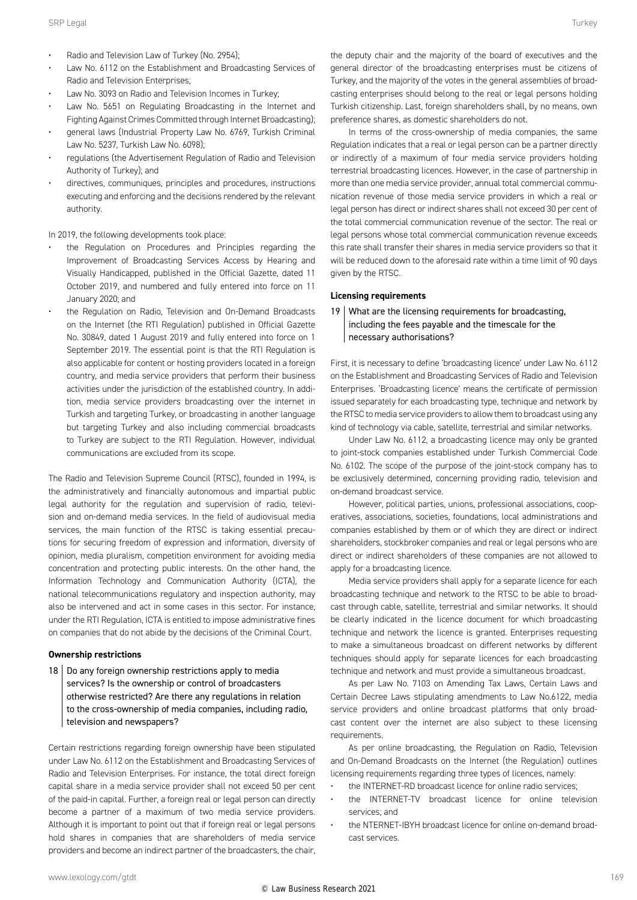- Radio and Television Law of Turkey (No. 2954);
- Law No. 6112 on the Establishment and Broadcasting Services of Radio and Television Enterprises;
- Law No. 3093 on Radio and Television Incomes in Turkey;
- Law No. 5651 on Regulating Broadcasting in the Internet and Fighting Against Crimes Committed through Internet Broadcasting);
- general laws (Industrial Property Law No. 6769, Turkish Criminal Law No. 5237, Turkish Law No. 6098);
- regulations (the Advertisement Regulation of Radio and Television Authority of Turkey); and
- directives, communiques, principles and procedures, instructions executing and enforcing and the decisions rendered by the relevant authority.

In 2019, the following developments took place:

- the Regulation on Procedures and Principles regarding the Improvement of Broadcasting Services Access by Hearing and Visually Handicapped, published in the Official Gazette, dated 11 October 2019, and numbered and fully entered into force on 11 January 2020; and
- the Regulation on Radio, Television and On-Demand Broadcasts on the Internet (the RTI Regulation) published in Official Gazette No. 30849, dated 1 August 2019 and fully entered into force on 1 September 2019. The essential point is that the RTI Regulation is also applicable for content or hosting providers located in a foreign country, and media service providers that perform their business activities under the jurisdiction of the established country. In addition, media service providers broadcasting over the internet in Turkish and targeting Turkey, or broadcasting in another language but targeting Turkey and also including commercial broadcasts to Turkey are subject to the RTI Regulation. However, individual communications are excluded from its scope.

The Radio and Television Supreme Council (RTSC), founded in 1994, is the administratively and financially autonomous and impartial public legal authority for the regulation and supervision of radio, television and on-demand media services. In the field of audiovisual media services, the main function of the RTSC is taking essential precautions for securing freedom of expression and information, diversity of opinion, media pluralism, competition environment for avoiding media concentration and protecting public interests. On the other hand, the Information Technology and Communication Authority (ICTA), the national telecommunications regulatory and inspection authority, may also be intervened and act in some cases in this sector. For instance, under the RTI Regulation, ICTA is entitled to impose administrative fines on companies that do not abide by the decisions of the Criminal Court.

**Ownership restrictions**

**18 Do any foreign ownership restrictions apply to media services? Is the ownership or control of broadcasters otherwise restricted? Are there any regulations in relation to the cross-ownership of media companies, including radio, television and newspapers?**

Certain restrictions regarding foreign ownership have been stipulated under Law No. 6112 on the Establishment and Broadcasting Services of Radio and Television Enterprises. For instance, the total direct foreign capital share in a media service provider shall not exceed 50 per cent of the paid-in capital. Further, a foreign real or legal person can directly become a partner of a maximum of two media service providers. Although it is important to point out that if foreign real or legal persons hold shares in companies that are shareholders of media service providers and become an indirect partner of the broadcasters, the chair, the deputy chair and the majority of the board of executives and the general director of the broadcasting enterprises must be citizens of Turkey, and the majority of the votes in the general assemblies of broadcasting enterprises should belong to the real or legal persons holding Turkish citizenship. Last, foreign shareholders shall, by no means, own preference shares, as domestic shareholders do not.

In terms of the cross-ownership of media companies, the same Regulation indicates that a real or legal person can be a partner directly or indirectly of a maximum of four media service providers holding terrestrial broadcasting licences. However, in the case of partnership in more than one media service provider, annual total commercial communication revenue of those media service providers in which a real or legal person has direct or indirect shares shall not exceed 30 per cent of the total commercial communication revenue of the sector. The real or legal persons whose total commercial communication revenue exceeds this rate shall transfer their shares in media service providers so that it will be reduced down to the aforesaid rate within a time limit of 90 days given by the RTSC.

**Licensing requirements**

**19 What are the licensing requirements for broadcasting, including the fees payable and the timescale for the necessary authorisations?**

First, it is necessary to define 'broadcasting licence' under Law No. 6112 on the Establishment and Broadcasting Services of Radio and Television Enterprises. 'Broadcasting licence' means the certificate of permission issued separately for each broadcasting type, technique and network by the RTSC to media service providers to allow them to broadcast using any kind of technology via cable, satellite, terrestrial and similar networks.

Under Law No. 6112, a broadcasting licence may only be granted to joint-stock companies established under Turkish Commercial Code No. 6102. The scope of the purpose of the joint-stock company has to be exclusively determined, concerning providing radio, television and on-demand broadcast service.

However, political parties, unions, professional associations, cooperatives, associations, societies, foundations, local administrations and companies established by them or of which they are direct or indirect shareholders, stockbroker companies and real or legal persons who are direct or indirect shareholders of these companies are not allowed to apply for a broadcasting licence.

Media service providers shall apply for a separate licence for each broadcasting technique and network to the RTSC to be able to broadcast through cable, satellite, terrestrial and similar networks. It should be clearly indicated in the licence document for which broadcasting technique and network the licence is granted. Enterprises requesting to make a simultaneous broadcast on different networks by different techniques should apply for separate licences for each broadcasting technique and network and must provide a simultaneous broadcast.

As per Law No. 7103 on Amending Tax Laws, Certain Laws and Certain Decree Laws stipulating amendments to Law No.6122, media service providers and online broadcast platforms that only broadcast content over the internet are also subject to these licensing requirements.

As per online broadcasting, the Regulation on Radio, Television and On-Demand Broadcasts on the Internet (the Regulation) outlines licensing requirements regarding three types of licences, namely:

- the INTERNET-RD broadcast licence for online radio services;
- the INTERNET-TV broadcast licence for online television services; and
- the NTERNET-IBYH broadcast licence for online on-demand broadcast services.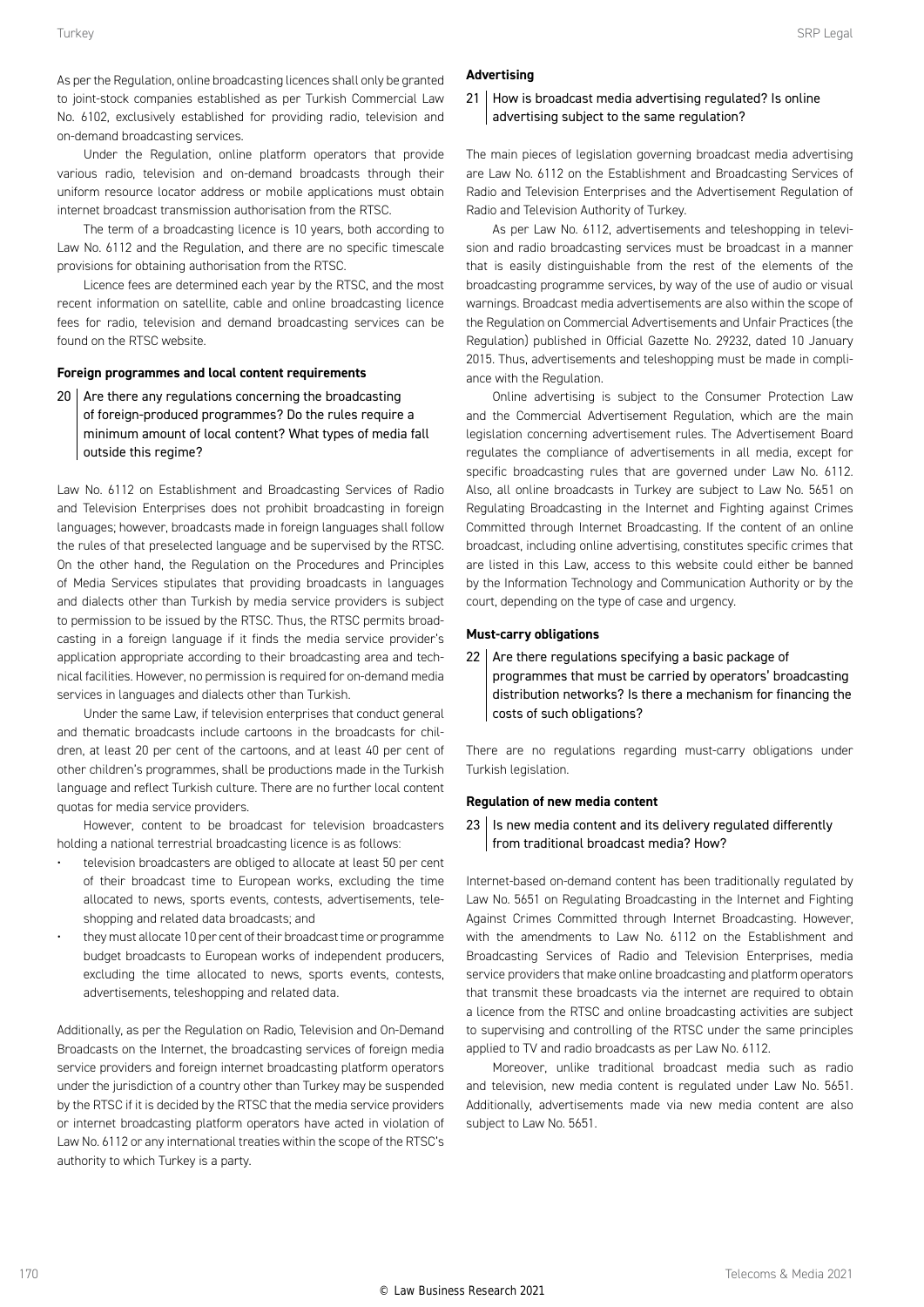As per the Regulation, online broadcasting licences shall only be granted to joint-stock companies established as per Turkish Commercial Law No. 6102, exclusively established for providing radio, television and on-demand broadcasting services.

Under the Regulation, online platform operators that provide various radio, television and on-demand broadcasts through their uniform resource locator address or mobile applications must obtain internet broadcast transmission authorisation from the RTSC.

The term of a broadcasting licence is 10 years, both according to Law No. 6112 and the Regulation, and there are no specific timescale provisions for obtaining authorisation from the RTSC.

Licence fees are determined each year by the RTSC, and the most recent information on satellite, cable and online broadcasting licence fees for radio, television and demand broadcasting services can be found on the RTSC website.

### Foreign programmes and local content requirements

**20 | Are there any regulations concerning the broadcasting of foreign-produced programmes? Do the rules require a minimum amount of local content? What types of media fall outside this regime?**

Law No. 6112 on Establishment and Broadcasting Services of Radio and Television Enterprises does not prohibit broadcasting in foreign languages; however, broadcasts made in foreign languages shall follow the rules of that preselected language and be supervised by the RTSC. On the other hand, the Regulation on the Procedures and Principles of Media Services stipulates that providing broadcasts in languages and dialects other than Turkish by media service providers is subject to permission to be issued by the RTSC. Thus, the RTSC permits broadcasting in a foreign language if it finds the media service provider's application appropriate according to their broadcasting area and technical facilities. However, no permission is required for on-demand media services in languages and dialects other than Turkish.

Under the same Law, if television enterprises that conduct general and thematic broadcasts include cartoons in the broadcasts for children, at least 20 per cent of the cartoons, and at least 40 per cent of other children's programmes, shall be productions made in the Turkish language and reflect Turkish culture. There are no further local content quotas for media service providers.

However, content to be broadcast for television broadcasters holding a national terrestrial broadcasting licence is as follows:

- television broadcasters are obliged to allocate at least 50 per cent of their broadcast time to European works, excluding the time allocated to news, sports events, contests, advertisements, teleshopping and related data broadcasts; and
- they must allocate 10 per cent of their broadcast time or programme budget broadcasts to European works of independent producers, excluding the time allocated to news, sports events, contests, advertisements, teleshopping and related data.

Additionally, as per the Regulation on Radio, Television and On-Demand Broadcasts on the Internet, the broadcasting services of foreign media service providers and foreign internet broadcasting platform operators under the jurisdiction of a country other than Turkey may be suspended by the RTSC if it is decided by the RTSC that the media service providers or internet broadcasting platform operators have acted in violation of Law No. 6112 or any international treaties within the scope of the RTSC's authority to which Turkey is a party.

### Advertising

**21 | How is broadcast media advertising regulated? Is online advertising subject to the same regulation?**

The main pieces of legislation governing broadcast media advertising are Law No. 6112 on the Establishment and Broadcasting Services of Radio and Television Enterprises and the Advertisement Regulation of Radio and Television Authority of Turkey.

As per Law No. 6112, advertisements and teleshopping in television and radio broadcasting services must be broadcast in a manner that is easily distinguishable from the rest of the elements of the broadcasting programme services, by way of the use of audio or visual warnings. Broadcast media advertisements are also within the scope of the Regulation on Commercial Advertisements and Unfair Practices (the Regulation) published in Official Gazette No. 29232, dated 10 January 2015. Thus, advertisements and teleshopping must be made in compliance with the Regulation.

Online advertising is subject to the Consumer Protection Law and the Commercial Advertisement Regulation, which are the main legislation concerning advertisement rules. The Advertisement Board regulates the compliance of advertisements in all media, except for specific broadcasting rules that are governed under Law No. 6112. Also, all online broadcasts in Turkey are subject to Law No. 5651 on Regulating Broadcasting in the Internet and Fighting against Crimes Committed through Internet Broadcasting. If the content of an online broadcast, including online advertising, constitutes specific crimes that are listed in this Law, access to this website could either be banned by the Information Technology and Communication Authority or by the court, depending on the type of case and urgency.

### Must-carry obligations

**22 | Are there regulations specifying a basic package of programmes that must be carried by operators' broadcasting distribution networks? Is there a mechanism for financing the costs of such obligations?**

There are no regulations regarding must-carry obligations under Turkish legislation.

### Regulation of new media content

**23 | Is new media content and its delivery regulated differently from traditional broadcast media? How?**

Internet-based on-demand content has been traditionally regulated by Law No. 5651 on Regulating Broadcasting in the Internet and Fighting Against Crimes Committed through Internet Broadcasting. However, with the amendments to Law No. 6112 on the Establishment and Broadcasting Services of Radio and Television Enterprises, media service providers that make online broadcasting and platform operators that transmit these broadcasts via the internet are required to obtain a licence from the RTSC and online broadcasting activities are subject to supervising and controlling of the RTSC under the same principles applied to TV and radio broadcasts as per Law No. 6112.

Moreover, unlike traditional broadcast media such as radio and television, new media content is regulated under Law No. 5651. Additionally, advertisements made via new media content are also subject to Law No. 5651.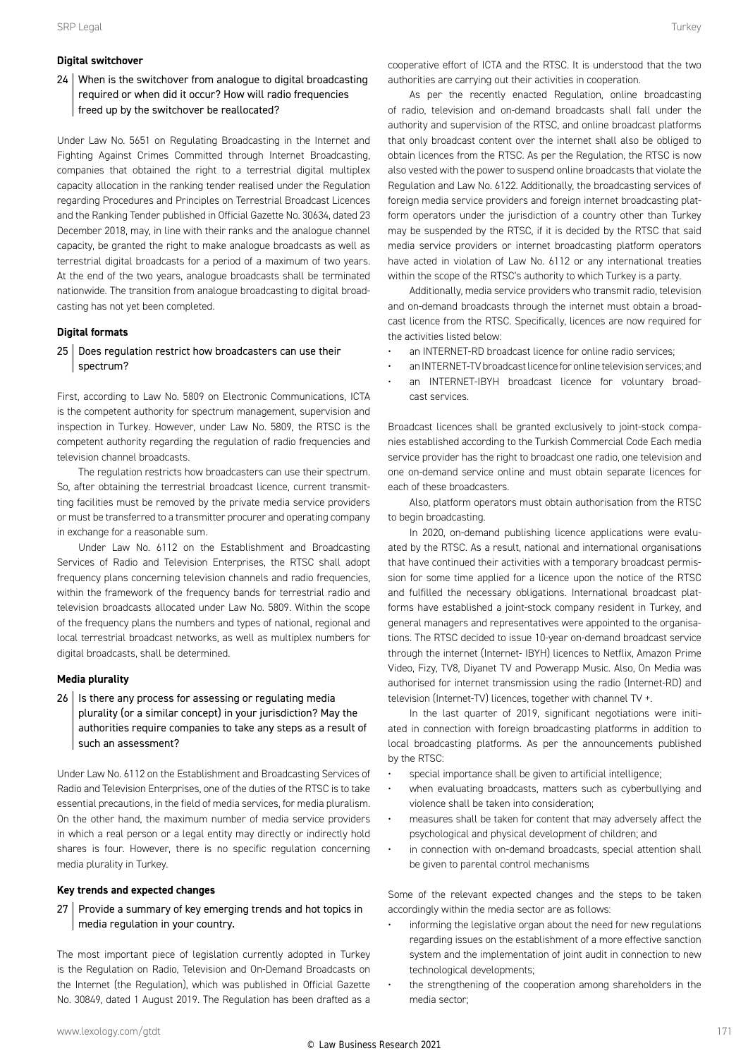### Digital switchover

**24 When is the switchover from analogue to digital broadcasting required or when did it occur? How will radio frequencies freed up by the switchover be reallocated?**

Under Law No. 5651 on Regulating Broadcasting in the Internet and Fighting Against Crimes Committed through Internet Broadcasting, companies that obtained the right to a terrestrial digital multiplex capacity allocation in the ranking tender realised under the Regulation regarding Procedures and Principles on Terrestrial Broadcast Licences and the Ranking Tender published in Official Gazette No. 30634, dated 23 December 2018, may, in line with their ranks and the analogue channel capacity, be granted the right to make analogue broadcasts as well as terrestrial digital broadcasts for a period of a maximum of two years. At the end of the two years, analogue broadcasts shall be terminated nationwide. The transition from analogue broadcasting to digital broadcasting has not yet been completed.

### Digital formats

**25 Does regulation restrict how broadcasters can use their spectrum?**

First, according to Law No. 5809 on Electronic Communications, ICTA is the competent authority for spectrum management, supervision and inspection in Turkey. However, under Law No. 5809, the RTSC is the competent authority regarding the regulation of radio frequencies and television channel broadcasts.

The regulation restricts how broadcasters can use their spectrum. So, after obtaining the terrestrial broadcast licence, current transmitting facilities must be removed by the private media service providers or must be transferred to a transmitter procurer and operating company in exchange for a reasonable sum.

Under Law No. 6112 on the Establishment and Broadcasting Services of Radio and Television Enterprises, the RTSC shall adopt frequency plans concerning television channels and radio frequencies, within the framework of the frequency bands for terrestrial radio and television broadcasts allocated under Law No. 5809. Within the scope of the frequency plans the numbers and types of national, regional and local terrestrial broadcast networks, as well as multiplex numbers for digital broadcasts, shall be determined.

### Media plurality

**26 Is there any process for assessing or regulating media plurality (or a similar concept) in your jurisdiction? May the authorities require companies to take any steps as a result of such an assessment?**

Under Law No. 6112 on the Establishment and Broadcasting Services of Radio and Television Enterprises, one of the duties of the RTSC is to take essential precautions, in the field of media services, for media pluralism. On the other hand, the maximum number of media service providers in which a real person or a legal entity may directly or indirectly hold shares is four. However, there is no specific regulation concerning media plurality in Turkey.

### Key trends and expected changes

**27 Provide a summary of key emerging trends and hot topics in media regulation in your country.**

The most important piece of legislation currently adopted in Turkey is the Regulation on Radio, Television and On-Demand Broadcasts on the Internet (the Regulation), which was published in Official Gazette No. 30849, dated 1 August 2019. The Regulation has been drafted as a cooperative effort of ICTA and the RTSC. It is understood that the two authorities are carrying out their activities in cooperation.

As per the recently enacted Regulation, online broadcasting of radio, television and on-demand broadcasts shall fall under the authority and supervision of the RTSC, and online broadcast platforms that only broadcast content over the internet shall also be obliged to obtain licences from the RTSC. As per the Regulation, the RTSC is now also vested with the power to suspend online broadcasts that violate the Regulation and Law No. 6122. Additionally, the broadcasting services of foreign media service providers and foreign internet broadcasting platform operators under the jurisdiction of a country other than Turkey may be suspended by the RTSC, if it is decided by the RTSC that said media service providers or internet broadcasting platform operators have acted in violation of Law No. 6112 or any international treaties within the scope of the RTSC's authority to which Turkey is a party.

Additionally, media service providers who transmit radio, television and on-demand broadcasts through the internet must obtain a broadcast licence from the RTSC. Specifically, licences are now required for the activities listed below:

- an INTERNET-RD broadcast licence for online radio services;
- an INTERNET-TV broadcast licence for online television services; and
- an INTERNET-IBYH broadcast licence for voluntary broadcast services.

Broadcast licences shall be granted exclusively to joint-stock companies established according to the Turkish Commercial Code Each media service provider has the right to broadcast one radio, one television and one on-demand service online and must obtain separate licences for each of these broadcasters.

Also, platform operators must obtain authorisation from the RTSC to begin broadcasting.

In 2020, on-demand publishing licence applications were evaluated by the RTSC. As a result, national and international organisations that have continued their activities with a temporary broadcast permission for some time applied for a licence upon the notice of the RTSC and fulfilled the necessary obligations. International broadcast platforms have established a joint-stock company resident in Turkey, and general managers and representatives were appointed to the organisations. The RTSC decided to issue 10-year on-demand broadcast service through the internet (Internet- IBYH) licences to Netflix, Amazon Prime Video, Fizy, TV8, Diyanet TV and Powerapp Music. Also, On Media was authorised for internet transmission using the radio (Internet-RD) and television (Internet-TV) licences, together with channel TV +.

In the last quarter of 2019, significant negotiations were initiated in connection with foreign broadcasting platforms in addition to local broadcasting platforms. As per the announcements published by the RTSC:

- special importance shall be given to artificial intelligence;
- when evaluating broadcasts, matters such as cyberbullying and violence shall be taken into consideration;
- measures shall be taken for content that may adversely affect the psychological and physical development of children; and
- in connection with on-demand broadcasts, special attention shall be given to parental control mechanisms

Some of the relevant expected changes and the steps to be taken accordingly within the media sector are as follows:

- informing the legislative organ about the need for new regulations regarding issues on the establishment of a more effective sanction system and the implementation of joint audit in connection to new technological developments;
- the strengthening of the cooperation among shareholders in the media sector;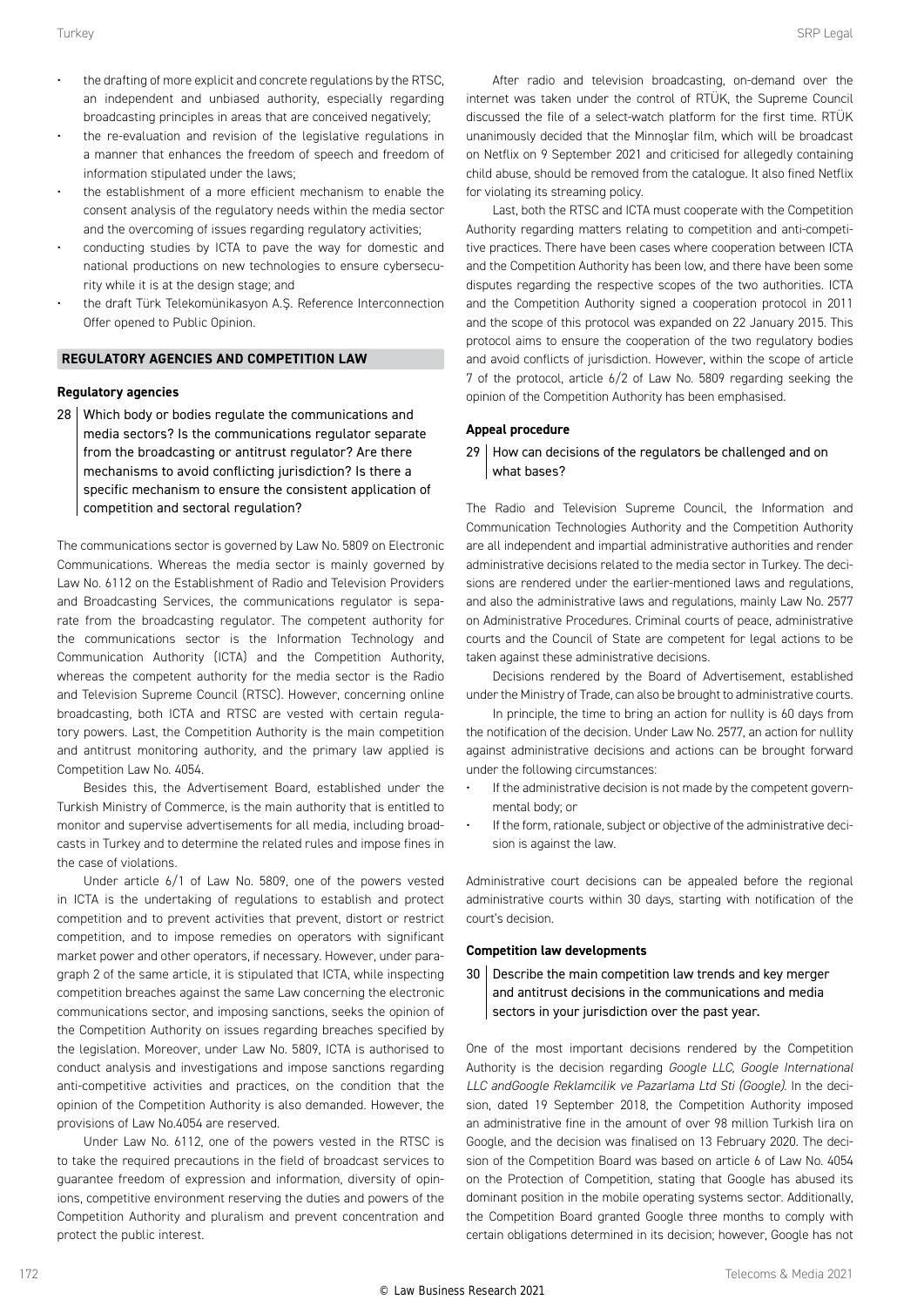- the drafting of more explicit and concrete regulations by the RTSC, an independent and unbiased authority, especially regarding broadcasting principles in areas that are conceived negatively;
- the re-evaluation and revision of the legislative regulations in a manner that enhances the freedom of speech and freedom of information stipulated under the laws;
- the establishment of a more efficient mechanism to enable the consent analysis of the regulatory needs within the media sector and the overcoming of issues regarding regulatory activities;
- conducting studies by ICTA to pave the way for domestic and national productions on new technologies to ensure cybersecurity while it is at the design stage; and
- the draft Türk Telekomünikasyon A.Ş. Reference Interconnection Offer opened to Public Opinion.

## REGULATORY AGENCIES AND COMPETITION LAW

### Regulatory agencies

**28 Which body or bodies regulate the communications and media sectors? Is the communications regulator separate from the broadcasting or antitrust regulator? Are there mechanisms to avoid conflicting jurisdiction? Is there a specific mechanism to ensure the consistent application of competition and sectoral regulation?**

The communications sector is governed by Law No. 5809 on Electronic Communications. Whereas the media sector is mainly governed by Law No. 6112 on the Establishment of Radio and Television Providers and Broadcasting Services, the communications regulator is separate from the broadcasting regulator. The competent authority for the communications sector is the Information Technology and Communication Authority (ICTA) and the Competition Authority, whereas the competent authority for the media sector is the Radio and Television Supreme Council (RTSC). However, concerning online broadcasting, both ICTA and RTSC are vested with certain regulatory powers. Last, the Competition Authority is the main competition and antitrust monitoring authority, and the primary law applied is Competition Law No. 4054.

Besides this, the Advertisement Board, established under the Turkish Ministry of Commerce, is the main authority that is entitled to monitor and supervise advertisements for all media, including broadcasts in Turkey and to determine the related rules and impose fines in the case of violations.

Under article 6/1 of Law No. 5809, one of the powers vested in ICTA is the undertaking of regulations to establish and protect competition and to prevent activities that prevent, distort or restrict competition, and to impose remedies on operators with significant market power and other operators, if necessary. However, under paragraph 2 of the same article, it is stipulated that ICTA, while inspecting competition breaches against the same Law concerning the electronic communications sector, and imposing sanctions, seeks the opinion of the Competition Authority on issues regarding breaches specified by the legislation. Moreover, under Law No. 5809, ICTA is authorised to conduct analysis and investigations and impose sanctions regarding anti-competitive activities and practices, on the condition that the opinion of the Competition Authority is also demanded. However, the provisions of Law No.4054 are reserved.

Under Law No. 6112, one of the powers vested in the RTSC is to take the required precautions in the field of broadcast services to guarantee freedom of expression and information, diversity of opinions, competitive environment reserving the duties and powers of the Competition Authority and pluralism and prevent concentration and protect the public interest.

After radio and television broadcasting, on-demand over the internet was taken under the control of RTÜK, the Supreme Council discussed the file of a select-watch platform for the first time. RTÜK unanimously decided that the Minnoşlar film, which will be broadcast on Netflix on 9 September 2021 and criticised for allegedly containing child abuse, should be removed from the catalogue. It also fined Netflix for violating its streaming policy.

Last, both the RTSC and ICTA must cooperate with the Competition Authority regarding matters relating to competition and anti-competitive practices. There have been cases where cooperation between ICTA and the Competition Authority has been low, and there have been some disputes regarding the respective scopes of the two authorities. ICTA and the Competition Authority signed a cooperation protocol in 2011 and the scope of this protocol was expanded on 22 January 2015. This protocol aims to ensure the cooperation of the two regulatory bodies and avoid conflicts of jurisdiction. However, within the scope of article 7 of the protocol, article 6/2 of Law No. 5809 regarding seeking the opinion of the Competition Authority has been emphasised.

### Appeal procedure

**29 How can decisions of the regulators be challenged and on what bases?**

The Radio and Television Supreme Council, the Information and Communication Technologies Authority and the Competition Authority are all independent and impartial administrative authorities and render administrative decisions related to the media sector in Turkey. The decisions are rendered under the earlier-mentioned laws and regulations, and also the administrative laws and regulations, mainly Law No. 2577 on Administrative Procedures. Criminal courts of peace, administrative courts and the Council of State are competent for legal actions to be taken against these administrative decisions.

Decisions rendered by the Board of Advertisement, established under the Ministry of Trade, can also be brought to administrative courts.

In principle, the time to bring an action for nullity is 60 days from the notification of the decision. Under Law No. 2577, an action for nullity against administrative decisions and actions can be brought forward under the following circumstances:

- If the administrative decision is not made by the competent governmental body; or
- If the form, rationale, subject or objective of the administrative decision is against the law.

Administrative court decisions can be appealed before the regional administrative courts within 30 days, starting with notification of the court's decision.

### Competition law developments

**30 Describe the main competition law trends and key merger and antitrust decisions in the communications and media sectors in your jurisdiction over the past year.**

One of the most important decisions rendered by the Competition Authority is the decision regarding *Google LLC, Google International LLC andGoogle Reklamcilik ve Pazarlama Ltd Sti (Google)*. In the decision, dated 19 September 2018, the Competition Authority imposed an administrative fine in the amount of over 98 million Turkish lira on Google, and the decision was finalised on 13 February 2020. The decision of the Competition Board was based on article 6 of Law No. 4054 on the Protection of Competition, stating that Google has abused its dominant position in the mobile operating systems sector. Additionally, the Competition Board granted Google three months to comply with certain obligations determined in its decision; however, Google has not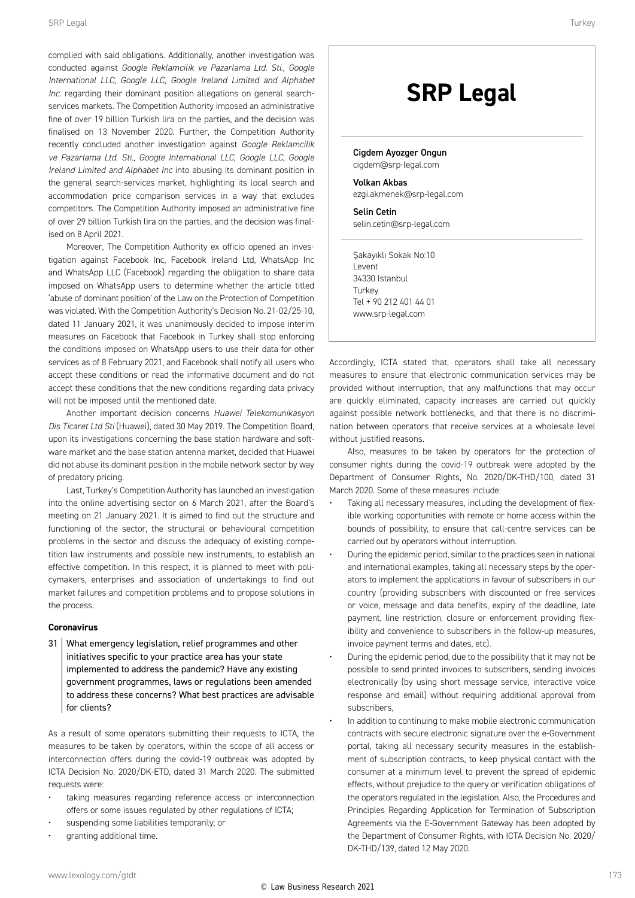complied with said obligations. Additionally, another investigation was conducted against *Google Reklamcilik ve Pazarlama Ltd. Sti., Google International LLC, Google LLC, Google Ireland Limited and Alphabet Inc.* regarding their dominant position allegations on general search-services markets. The Competition Authority imposed an administrative fine of over 19 billion Turkish lira on the parties, and the decision was finalised on 13 November 2020. Further, the Competition Authority recently concluded another investigation against *Google Reklamcilik ve Pazarlama Ltd. Sti., Google International LLC, Google LLC, Google Ireland Limited and Alphabet Inc* into abusing its dominant position in the general search-services market, highlighting its local search and accommodation price comparison services in a way that excludes competitors. The Competition Authority imposed an administrative fine of over 29 billion Turkish lira on the parties, and the decision was finalised on 8 April 2021.

Moreover, The Competition Authority ex officio opened an investigation against Facebook Inc, Facebook Ireland Ltd, WhatsApp Inc and WhatsApp LLC (Facebook) regarding the obligation to share data imposed on WhatsApp users to determine whether the article titled 'abuse of dominant position' of the Law on the Protection of Competition was violated. With the Competition Authority's Decision No. 21-02/25-10, dated 11 January 2021, it was unanimously decided to impose interim measures on Facebook that Facebook in Turkey shall stop enforcing the conditions imposed on WhatsApp users to use their data for other services as of 8 February 2021, and Facebook shall notify all users who accept these conditions or read the informative document and do not accept these conditions that the new conditions regarding data privacy will not be imposed until the mentioned date.

Another important decision concerns *Huawei Telekomunikasyon Dis Ticaret Ltd Sti* (Huawei), dated 30 May 2019. The Competition Board, upon its investigations concerning the base station hardware and software market and the base station antenna market, decided that Huawei did not abuse its dominant position in the mobile network sector by way of predatory pricing.

Last, Turkey's Competition Authority has launched an investigation into the online advertising sector on 6 March 2021, after the Board's meeting on 21 January 2021. It is aimed to find out the structure and functioning of the sector, the structural or behavioural competition problems in the sector and discuss the adequacy of existing competition law instruments and possible new instruments, to establish an effective competition. In this respect, it is planned to meet with policymakers, enterprises and association of undertakings to find out market failures and competition problems and to propose solutions in the process.

**Coronavirus**

**31 What emergency legislation, relief programmes and other initiatives specific to your practice area has your state implemented to address the pandemic? Have any existing government programmes, laws or regulations been amended to address these concerns? What best practices are advisable for clients?**

As a result of some operators submitting their requests to ICTA, the measures to be taken by operators, within the scope of all access or interconnection offers during the covid-19 outbreak was adopted by ICTA Decision No. 2020/DK-ETD, dated 31 March 2020. The submitted requests were:

- taking measures regarding reference access or interconnection offers or some issues regulated by other regulations of ICTA;
- suspending some liabilities temporarily; or
- granting additional time.

# SRP Legal

**Cigdem Ayozger Ongun**
cigdem@srp-legal.com

**Volkan Akbas**
ezgi.akmenek@srp-legal.com

**Selin Cetin**
selin.cetin@srp-legal.com

Şakayıklı Sokak No:10
Levent
34330 Istanbul
Turkey
Tel + 90 212 401 44 01
www.srp-legal.com

Accordingly, ICTA stated that, operators shall take all necessary measures to ensure that electronic communication services may be provided without interruption, that any malfunctions that may occur are quickly eliminated, capacity increases are carried out quickly against possible network bottlenecks, and that there is no discrimination between operators that receive services at a wholesale level without justified reasons.

Also, measures to be taken by operators for the protection of consumer rights during the covid-19 outbreak were adopted by the Department of Consumer Rights, No. 2020/DK-THD/100, dated 31 March 2020. Some of these measures include:

- Taking all necessary measures, including the development of flexible working opportunities with remote or home access within the bounds of possibility, to ensure that call-centre services can be carried out by operators without interruption.
- During the epidemic period, similar to the practices seen in national and international examples, taking all necessary steps by the operators to implement the applications in favour of subscribers in our country (providing subscribers with discounted or free services or voice, message and data benefits, expiry of the deadline, late payment, line restriction, closure or enforcement providing flexibility and convenience to subscribers in the follow-up measures, invoice payment terms and dates, etc).
- During the epidemic period, due to the possibility that it may not be possible to send printed invoices to subscribers, sending invoices electronically (by using short message service, interactive voice response and email) without requiring additional approval from subscribers,
- In addition to continuing to make mobile electronic communication contracts with secure electronic signature over the e-Government portal, taking all necessary security measures in the establishment of subscription contracts, to keep physical contact with the consumer at a minimum level to prevent the spread of epidemic effects, without prejudice to the query or verification obligations of the operators regulated in the legislation. Also, the Procedures and Principles Regarding Application for Termination of Subscription Agreements via the E-Government Gateway has been adopted by the Department of Consumer Rights, with ICTA Decision No. 2020/DK-THD/139, dated 12 May 2020.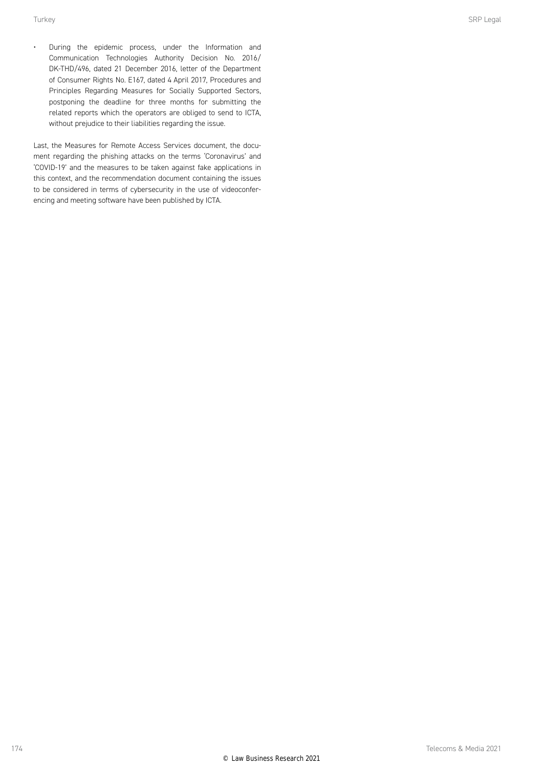- During the epidemic process, under the Information and Communication Technologies Authority Decision No. 2016/DK-THD/496, dated 21 December 2016, letter of the Department of Consumer Rights No. E167, dated 4 April 2017, Procedures and Principles Regarding Measures for Socially Supported Sectors, postponing the deadline for three months for submitting the related reports which the operators are obliged to send to ICTA, without prejudice to their liabilities regarding the issue.

Last, the Measures for Remote Access Services document, the document regarding the phishing attacks on the terms 'Coronavirus' and 'COVID-19' and the measures to be taken against fake applications in this context, and the recommendation document containing the issues to be considered in terms of cybersecurity in the use of videoconferencing and meeting software have been published by ICTA.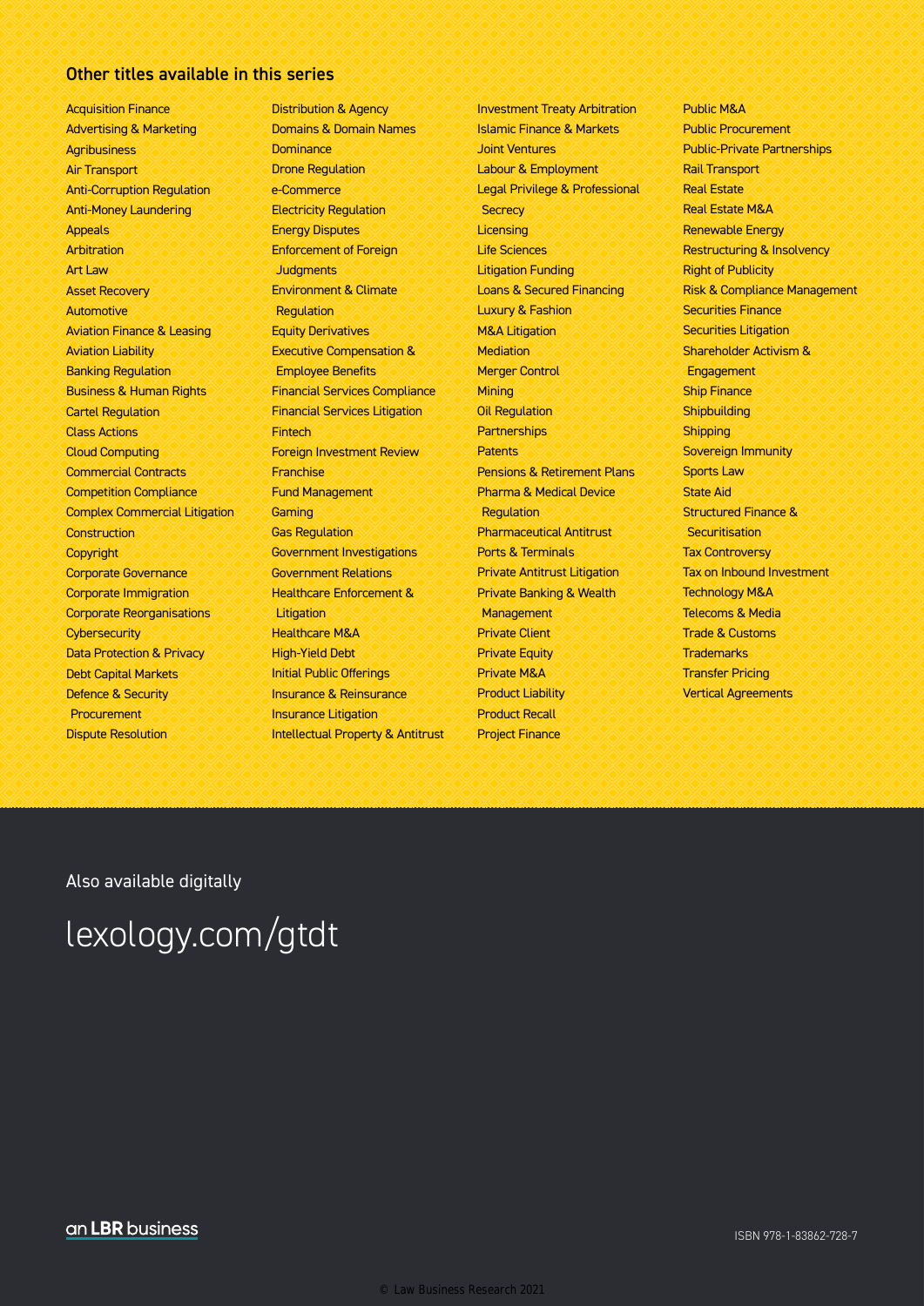## Other titles available in this series

- Acquisition Finance
- Advertising & Marketing
- Agribusiness
- Air Transport
- Anti-Corruption Regulation
- Anti-Money Laundering
- Appeals
- Arbitration
- Art Law
- Asset Recovery
- Automotive
- Aviation Finance & Leasing
- Aviation Liability
- Banking Regulation
- Business & Human Rights
- Cartel Regulation
- Class Actions
- Cloud Computing
- Commercial Contracts
- Competition Compliance
- Complex Commercial Litigation
- Construction
- Copyright
- Corporate Governance
- Corporate Immigration
- Corporate Reorganisations
- Cybersecurity
- Data Protection & Privacy
- Debt Capital Markets
- Defence & Security Procurement
- Dispute Resolution
- Distribution & Agency
- Domains & Domain Names
- Dominance
- Drone Regulation
- e-Commerce
- Electricity Regulation
- Energy Disputes
- Enforcement of Foreign Judgments
- Environment & Climate Regulation
- Equity Derivatives
- Executive Compensation & Employee Benefits
- Financial Services Compliance
- Financial Services Litigation
- Fintech
- Foreign Investment Review
- Franchise
- Fund Management
- Gaming
- Gas Regulation
- Government Investigations
- Government Relations
- Healthcare Enforcement & Litigation
- Healthcare M&A
- High-Yield Debt
- Initial Public Offerings
- Insurance & Reinsurance
- Insurance Litigation
- Intellectual Property & Antitrust
- Investment Treaty Arbitration
- Islamic Finance & Markets
- Joint Ventures
- Labour & Employment
- Legal Privilege & Professional Secrecy
- Licensing
- Life Sciences
- Litigation Funding
- Loans & Secured Financing
- Luxury & Fashion
- M&A Litigation
- Mediation
- Merger Control
- Mining
- Oil Regulation
- Partnerships
- Patents
- Pensions & Retirement Plans
- Pharma & Medical Device Regulation
- Pharmaceutical Antitrust
- Ports & Terminals
- Private Antitrust Litigation
- Private Banking & Wealth Management
- Private Client
- Private Equity
- Private M&A
- Product Liability
- Product Recall
- Project Finance
- Public M&A
- Public Procurement
- Public-Private Partnerships
- Rail Transport
- Real Estate
- Real Estate M&A
- Renewable Energy
- Restructuring & Insolvency
- Right of Publicity
- Risk & Compliance Management
- Securities Finance
- Securities Litigation
- Shareholder Activism & Engagement
- Ship Finance
- Shipbuilding
- Shipping
- Sovereign Immunity
- Sports Law
- State Aid
- Structured Finance & Securitisation
- Tax Controversy
- Tax on Inbound Investment
- Technology M&A
- Telecoms & Media
- Trade & Customs
- Trademarks
- Transfer Pricing
- Vertical Agreements

Also available digitally

# lexology.com/gtdt

an LBR business

ISBN 978-1-83862-728-7

© Law Business Research 2021